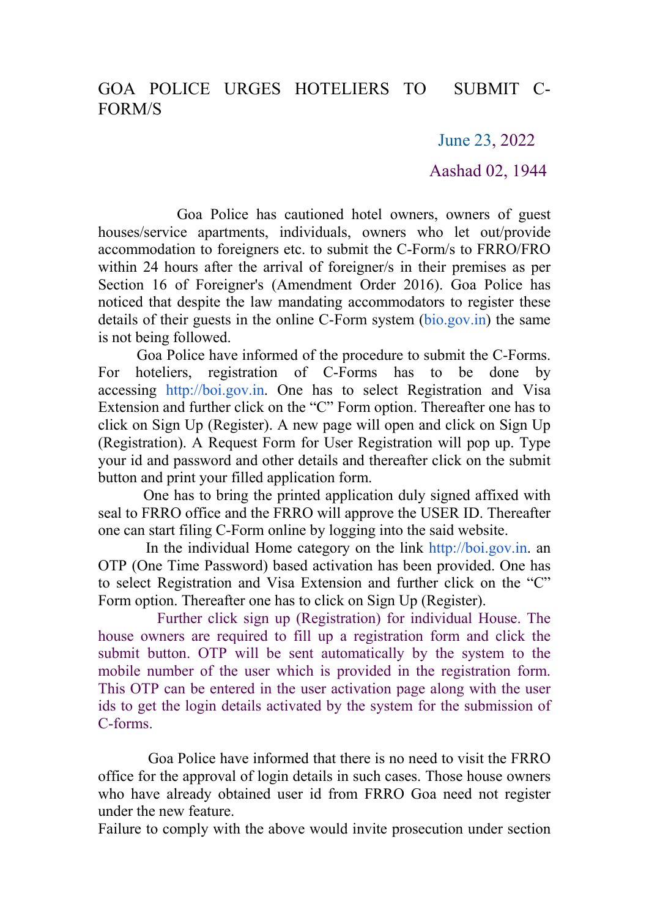# GOA POLICE URGES HOTELIERS TO SUBMIT C-FORM/S

June 23, 2022

Aashad 02, 1944

Goa Police has cautioned hotel owners, owners of guest houses/service apartments, individuals, owners who let out/provide accommodation to foreigners etc. to submit the C-Form/s to FRRO/FRO within 24 hours after the arrival of foreigner/s in their premises as per Section 16 of Foreigner's (Amendment Order 2016). Goa Police has noticed that despite the law mandating accommodators to register these details of their guests in the online C-Form system (bio.gov.in) the same is not being followed.

Goa Police have informed of the procedure to submit the C-Forms. For hoteliers, registration of C-Forms has to be done by accessing http://boi.gov.in. One has to select Registration and Visa Extension and further click on the "C" Form option. Thereafter one has to click on Sign Up (Register). A new page will open and click on Sign Up (Registration). A Request Form for User Registration will pop up. Type your id and password and other details and thereafter click on the submit button and print your filled application form.

One has to bring the printed application duly signed affixed with seal to FRRO office and the FRRO will approve the USER ID. Thereafter one can start filing C-Form online by logging into the said website.

In the individual Home category on the link http://boi.gov.in. an OTP (One Time Password) based activation has been provided. One has to select Registration and Visa Extension and further click on the "C" Form option. Thereafter one has to click on Sign Up (Register).

Further click sign up (Registration) for individual House. The house owners are required to fill up a registration form and click the submit button. OTP will be sent automatically by the system to the mobile number of the user which is provided in the registration form. This OTP can be entered in the user activation page along with the user ids to get the login details activated by the system for the submission of C-forms.

Goa Police have informed that there is no need to visit the FRRO office for the approval of login details in such cases. Those house owners who have already obtained user id from FRRO Goa need not register under the new feature.

Failure to comply with the above would invite prosecution under section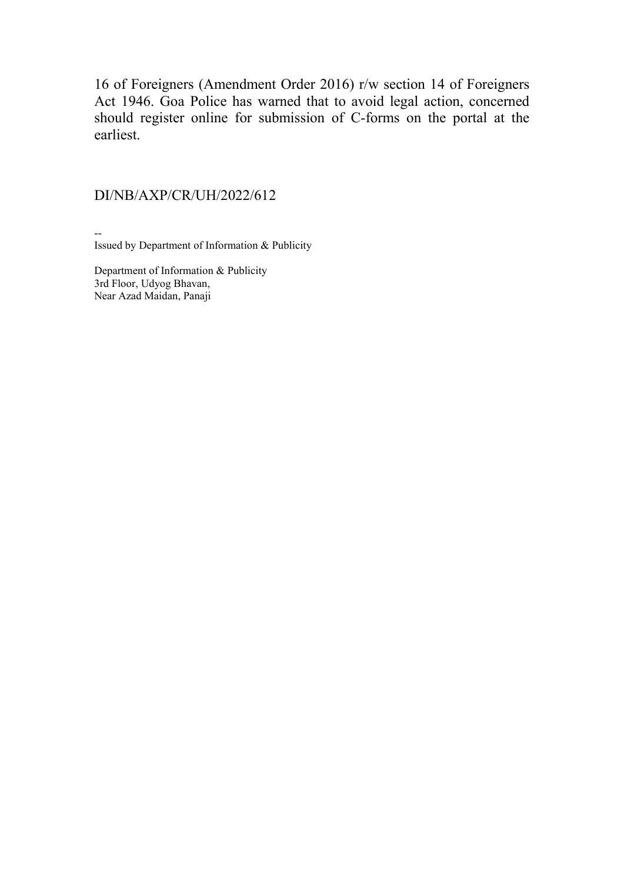16 of Foreigners (Amendment Order 2016) r/w section 14 of Foreigners Act 1946. Goa Police has warned that to avoid legal action, concerned should register online for submission of C-forms on the portal at the earliest.

DI/NB/AXP/CR/UH/2022/612

--
Issued by Department of Information & Publicity

Department of Information & Publicity
3rd Floor, Udyog Bhavan,
Near Azad Maidan, Panaji